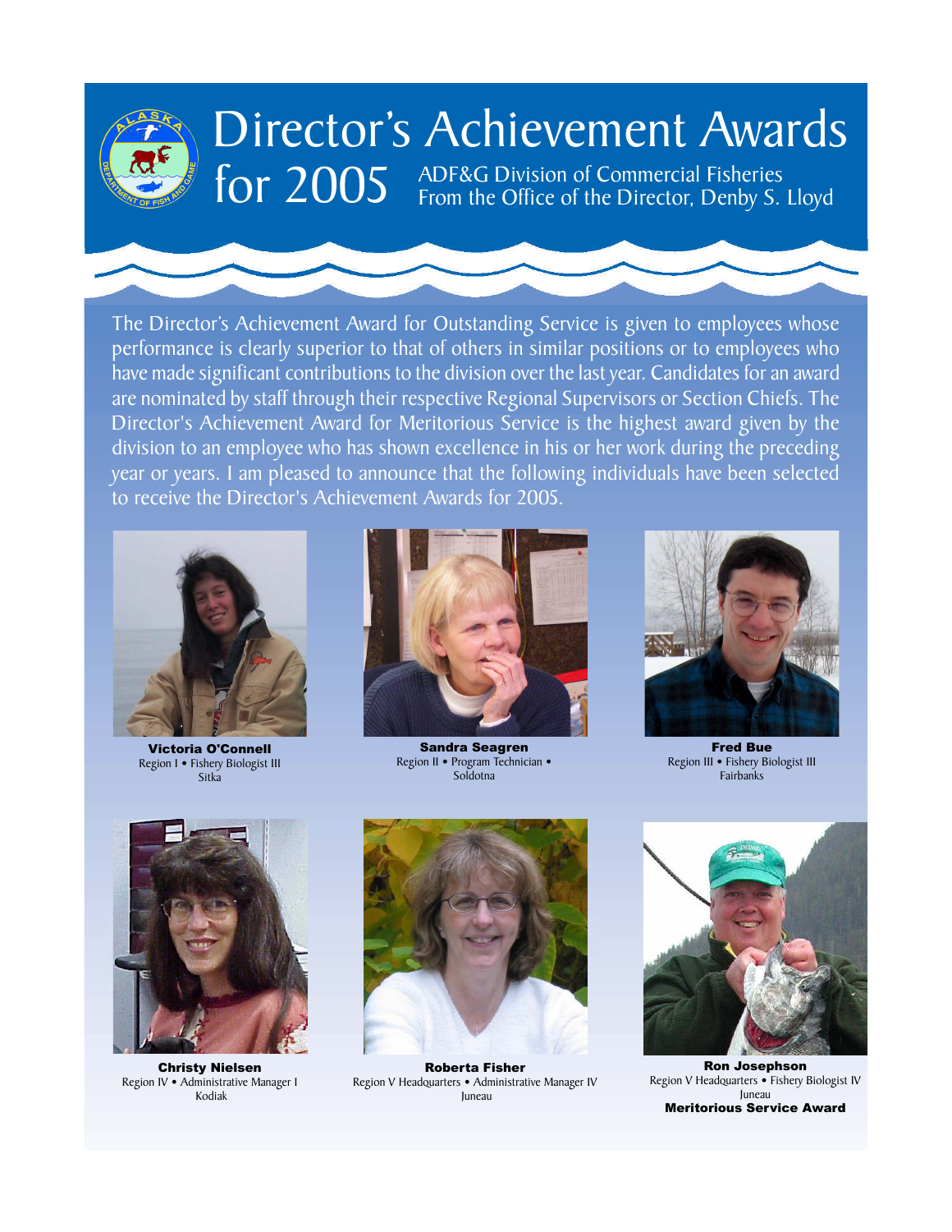# Director's Achievement Awards for 2005

ADF&G Division of Commercial Fisheries
From the Office of the Director, Denby S. Lloyd

The Director's Achievement Award for Outstanding Service is given to employees whose performance is clearly superior to that of others in similar positions or to employees who have made significant contributions to the division over the last year. Candidates for an award are nominated by staff through their respective Regional Supervisors or Section Chiefs. The Director's Achievement Award for Meritorious Service is the highest award given by the division to an employee who has shown excellence in his or her work during the preceding year or years. I am pleased to announce that the following individuals have been selected to receive the Director's Achievement Awards for 2005.

**Victoria O'Connell**
Region I • Fishery Biologist III
Sitka

**Sandra Seagren**
Region II • Program Technician •
Soldotna

**Fred Bue**
Region III • Fishery Biologist III
Fairbanks

**Christy Nielsen**
Region IV • Administrative Manager I
Kodiak

**Roberta Fisher**
Region V Headquarters • Administrative Manager IV
Juneau

**Ron Josephson**
Region V Headquarters • Fishery Biologist IV
Juneau
**Meritorious Service Award**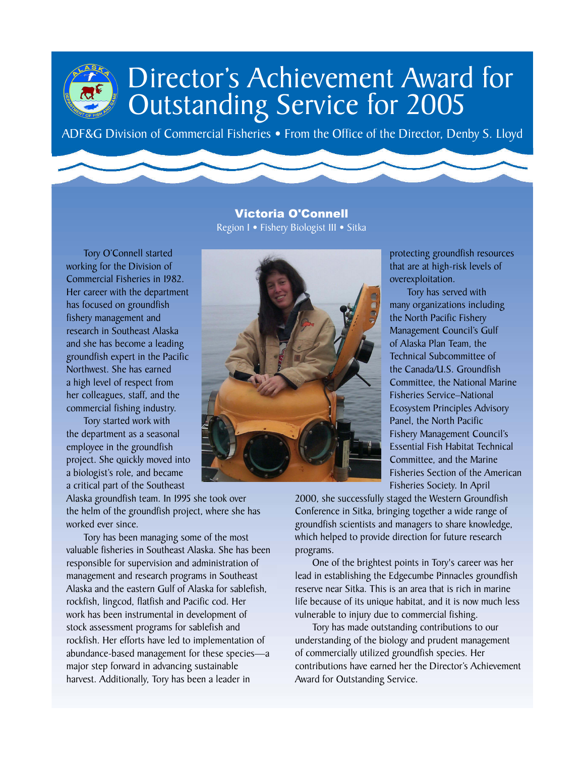# Director's Achievement Award for Outstanding Service for 2005

ADF&G Division of Commercial Fisheries • From the Office of the Director, Denby S. Lloyd

## Victoria O'Connell

Region I • Fishery Biologist III • Sitka

Tory O'Connell started working for the Division of Commercial Fisheries in 1982. Her career with the department has focused on groundfish fishery management and research in Southeast Alaska and she has become a leading groundfish expert in the Pacific Northwest. She has earned a high level of respect from her colleagues, staff, and the commercial fishing industry.

Tory started work with the department as a seasonal employee in the groundfish project. She quickly moved into a biologist's role, and became a critical part of the Southeast Alaska groundfish team. In 1995 she took over the helm of the groundfish project, where she has worked ever since.

Tory has been managing some of the most valuable fisheries in Southeast Alaska. She has been responsible for supervision and administration of management and research programs in Southeast Alaska and the eastern Gulf of Alaska for sablefish, rockfish, lingcod, flatfish and Pacific cod. Her work has been instrumental in development of stock assessment programs for sablefish and rockfish. Her efforts have led to implementation of abundance-based management for these species—a major step forward in advancing sustainable harvest. Additionally, Tory has been a leader in protecting groundfish resources that are at high-risk levels of overexploitation.

Tory has served with many organizations including the North Pacific Fishery Management Council's Gulf of Alaska Plan Team, the Technical Subcommittee of the Canada/U.S. Groundfish Committee, the National Marine Fisheries Service–National Ecosystem Principles Advisory Panel, the North Pacific Fishery Management Council's Essential Fish Habitat Technical Committee, and the Marine Fisheries Section of the American Fisheries Society. In April 2000, she successfully staged the Western Groundfish Conference in Sitka, bringing together a wide range of groundfish scientists and managers to share knowledge, which helped to provide direction for future research programs.

One of the brightest points in Tory's career was her lead in establishing the Edgecumbe Pinnacles groundfish reserve near Sitka. This is an area that is rich in marine life because of its unique habitat, and it is now much less vulnerable to injury due to commercial fishing.

Tory has made outstanding contributions to our understanding of the biology and prudent management of commercially utilized groundfish species. Her contributions have earned her the Director's Achievement Award for Outstanding Service.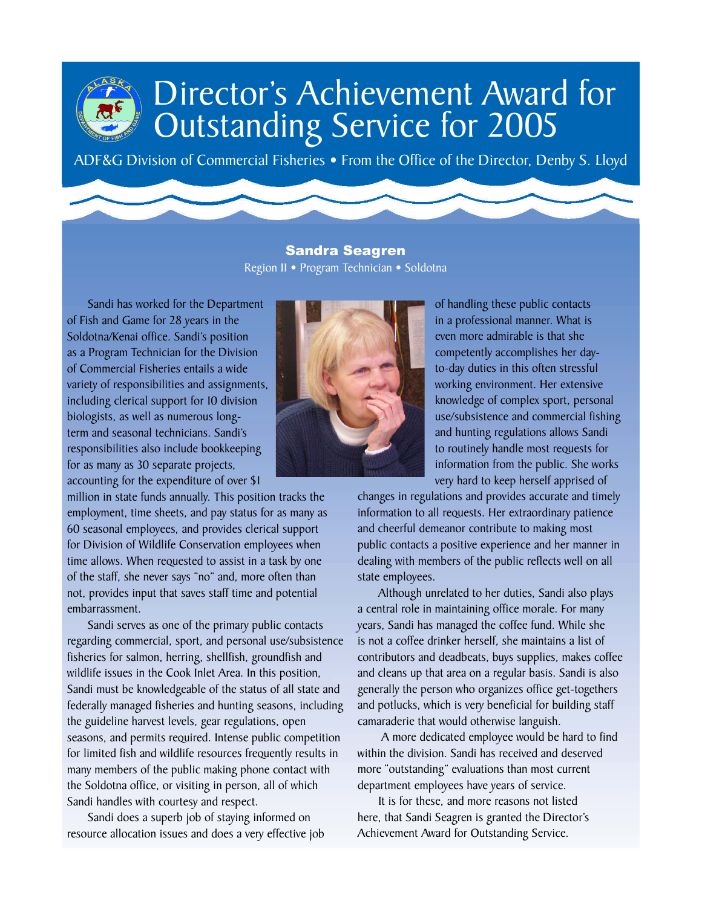# Director's Achievement Award for Outstanding Service for 2005

ADF&G Division of Commercial Fisheries • From the Office of the Director, Denby S. Lloyd

## Sandra Seagren

Region II • Program Technician • Soldotna

Sandi has worked for the Department of Fish and Game for 28 years in the Soldotna/Kenai office. Sandi's position as a Program Technician for the Division of Commercial Fisheries entails a wide variety of responsibilities and assignments, including clerical support for 10 division biologists, as well as numerous long-term and seasonal technicians. Sandi's responsibilities also include bookkeeping for as many as 30 separate projects, accounting for the expenditure of over $1 million in state funds annually. This position tracks the employment, time sheets, and pay status for as many as 60 seasonal employees, and provides clerical support for Division of Wildlife Conservation employees when time allows. When requested to assist in a task by one of the staff, she never says "no" and, more often than not, provides input that saves staff time and potential embarrassment.

Sandi serves as one of the primary public contacts regarding commercial, sport, and personal use/subsistence fisheries for salmon, herring, shellfish, groundfish and wildlife issues in the Cook Inlet Area. In this position, Sandi must be knowledgeable of the status of all state and federally managed fisheries and hunting seasons, including the guideline harvest levels, gear regulations, open seasons, and permits required. Intense public competition for limited fish and wildlife resources frequently results in many members of the public making phone contact with the Soldotna office, or visiting in person, all of which Sandi handles with courtesy and respect.

Sandi does a superb job of staying informed on resource allocation issues and does a very effective job of handling these public contacts in a professional manner. What is even more admirable is that she competently accomplishes her day-to-day duties in this often stressful working environment. Her extensive knowledge of complex sport, personal use/subsistence and commercial fishing and hunting regulations allows Sandi to routinely handle most requests for information from the public. She works very hard to keep herself apprised of changes in regulations and provides accurate and timely information to all requests. Her extraordinary patience and cheerful demeanor contribute to making most public contacts a positive experience and her manner in dealing with members of the public reflects well on all state employees.

Although unrelated to her duties, Sandi also plays a central role in maintaining office morale. For many years, Sandi has managed the coffee fund. While she is not a coffee drinker herself, she maintains a list of contributors and deadbeats, buys supplies, makes coffee and cleans up that area on a regular basis. Sandi is also generally the person who organizes office get-togethers and potlucks, which is very beneficial for building staff camaraderie that would otherwise languish.

A more dedicated employee would be hard to find within the division. Sandi has received and deserved more "outstanding" evaluations than most current department employees have years of service.

It is for these, and more reasons not listed here, that Sandi Seagren is granted the Director's Achievement Award for Outstanding Service.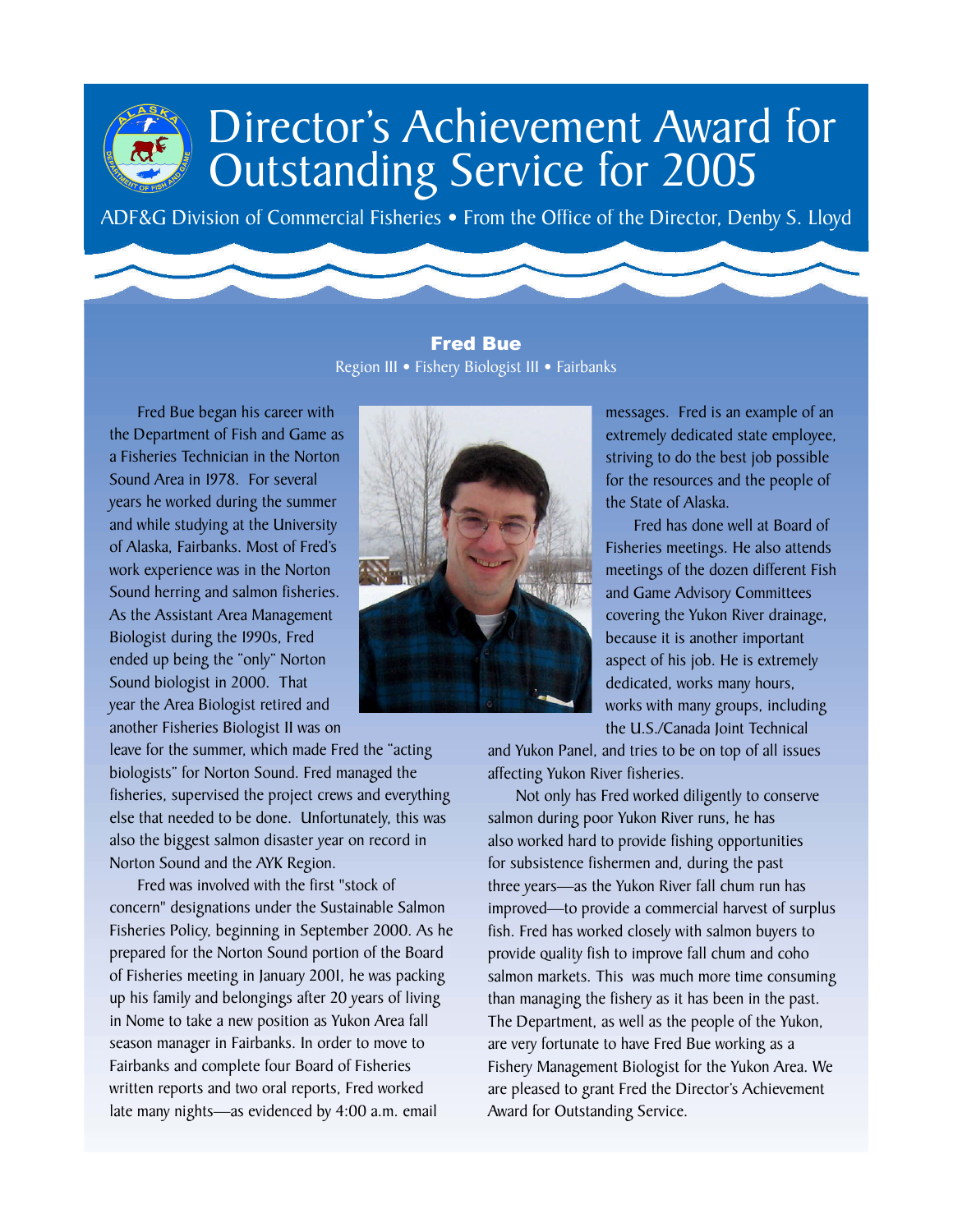# Director's Achievement Award for Outstanding Service for 2005

ADF&G Division of Commercial Fisheries • From the Office of the Director, Denby S. Lloyd

## Fred Bue

Region III • Fishery Biologist III • Fairbanks

Fred Bue began his career with the Department of Fish and Game as a Fisheries Technician in the Norton Sound Area in 1978. For several years he worked during the summer and while studying at the University of Alaska, Fairbanks. Most of Fred's work experience was in the Norton Sound herring and salmon fisheries. As the Assistant Area Management Biologist during the 1990s, Fred ended up being the "only" Norton Sound biologist in 2000. That year the Area Biologist retired and another Fisheries Biologist II was on leave for the summer, which made Fred the "acting biologists" for Norton Sound. Fred managed the fisheries, supervised the project crews and everything else that needed to be done. Unfortunately, this was also the biggest salmon disaster year on record in Norton Sound and the AYK Region.

Fred was involved with the first "stock of concern" designations under the Sustainable Salmon Fisheries Policy, beginning in September 2000. As he prepared for the Norton Sound portion of the Board of Fisheries meeting in January 2001, he was packing up his family and belongings after 20 years of living in Nome to take a new position as Yukon Area fall season manager in Fairbanks. In order to move to Fairbanks and complete four Board of Fisheries written reports and two oral reports, Fred worked late many nights—as evidenced by 4:00 a.m. email messages. Fred is an example of an extremely dedicated state employee, striving to do the best job possible for the resources and the people of the State of Alaska.

Fred has done well at Board of Fisheries meetings. He also attends meetings of the dozen different Fish and Game Advisory Committees covering the Yukon River drainage, because it is another important aspect of his job. He is extremely dedicated, works many hours, works with many groups, including the U.S./Canada Joint Technical and Yukon Panel, and tries to be on top of all issues affecting Yukon River fisheries.

Not only has Fred worked diligently to conserve salmon during poor Yukon River runs, he has also worked hard to provide fishing opportunities for subsistence fishermen and, during the past three years—as the Yukon River fall chum run has improved—to provide a commercial harvest of surplus fish. Fred has worked closely with salmon buyers to provide quality fish to improve fall chum and coho salmon markets. This was much more time consuming than managing the fishery as it has been in the past. The Department, as well as the people of the Yukon, are very fortunate to have Fred Bue working as a Fishery Management Biologist for the Yukon Area. We are pleased to grant Fred the Director's Achievement Award for Outstanding Service.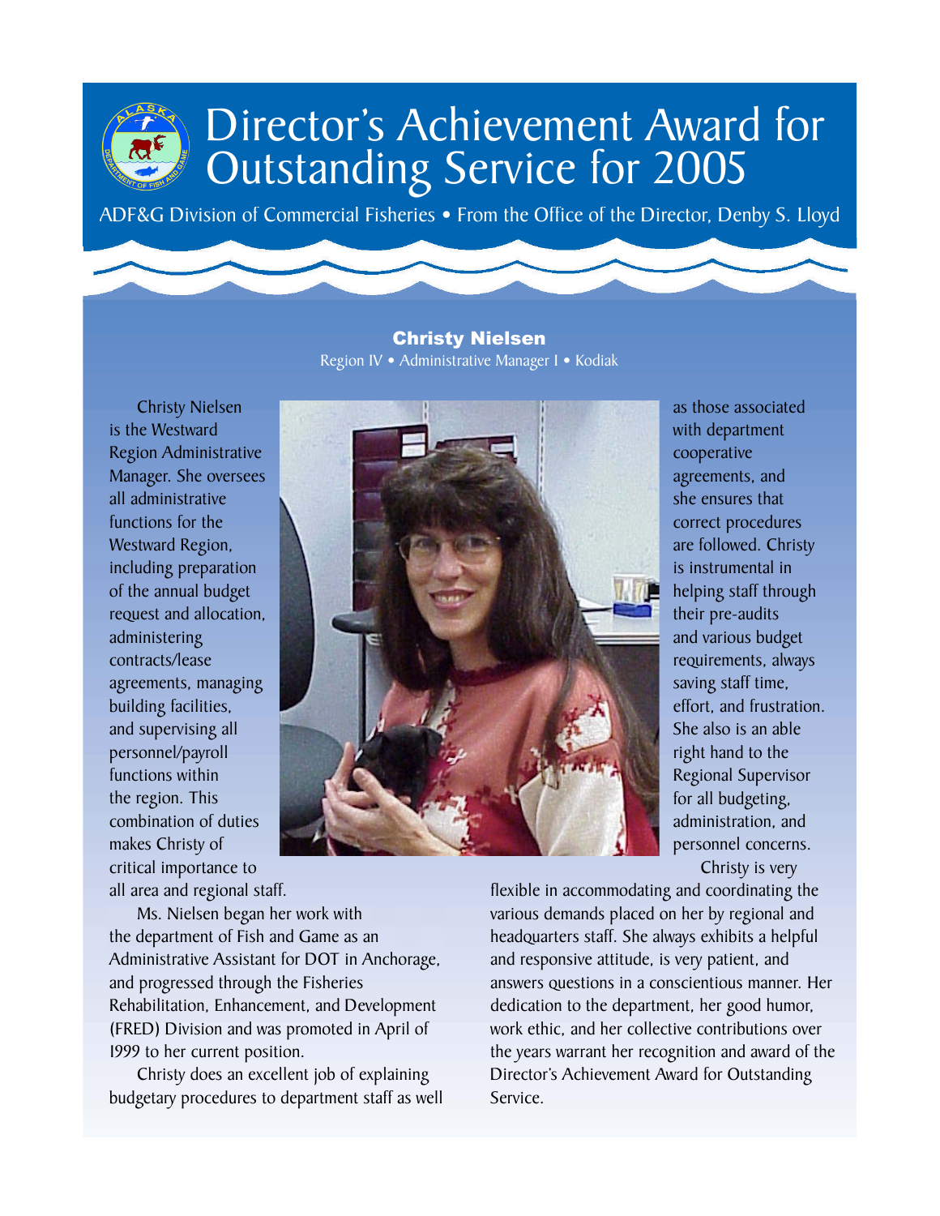# Director's Achievement Award for Outstanding Service for 2005

ADF&G Division of Commercial Fisheries • From the Office of the Director, Denby S. Lloyd

## Christy Nielsen

Region IV • Administrative Manager I • Kodiak

Christy Nielsen is the Westward Region Administrative Manager. She oversees all administrative functions for the Westward Region, including preparation of the annual budget request and allocation, administering contracts/lease agreements, managing building facilities, and supervising all personnel/payroll functions within the region. This combination of duties makes Christy of critical importance to all area and regional staff.

Ms. Nielsen began her work with the department of Fish and Game as an Administrative Assistant for DOT in Anchorage, and progressed through the Fisheries Rehabilitation, Enhancement, and Development (FRED) Division and was promoted in April of 1999 to her current position.

Christy does an excellent job of explaining budgetary procedures to department staff as well as those associated with department cooperative agreements, and she ensures that correct procedures are followed. Christy is instrumental in helping staff through their pre-audits and various budget requirements, always saving staff time, effort, and frustration. She also is an able right hand to the Regional Supervisor for all budgeting, administration, and personnel concerns.

Christy is very flexible in accommodating and coordinating the various demands placed on her by regional and headquarters staff. She always exhibits a helpful and responsive attitude, is very patient, and answers questions in a conscientious manner. Her dedication to the department, her good humor, work ethic, and her collective contributions over the years warrant her recognition and award of the Director's Achievement Award for Outstanding Service.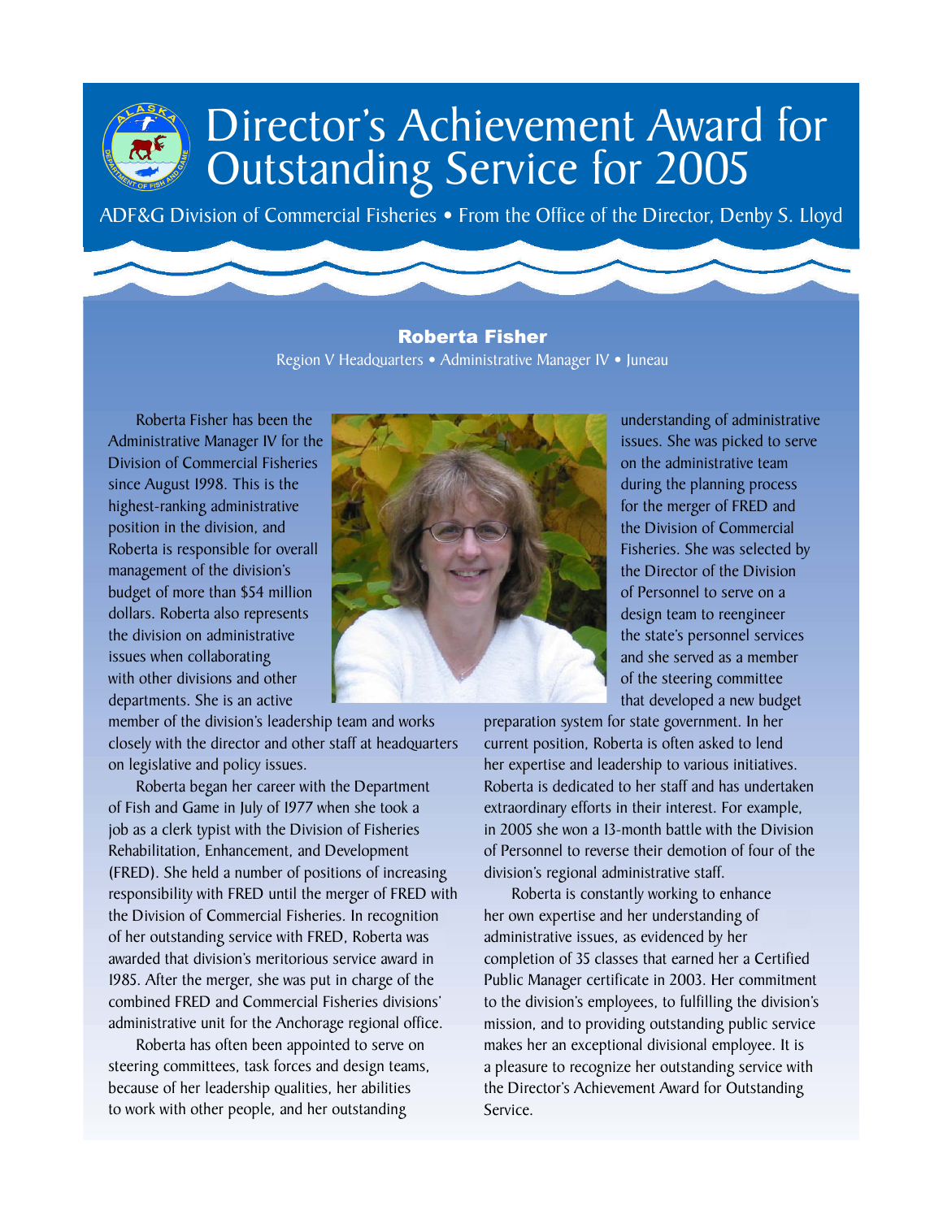# Director's Achievement Award for Outstanding Service for 2005

ADF&G Division of Commercial Fisheries • From the Office of the Director, Denby S. Lloyd

## Roberta Fisher

Region V Headquarters • Administrative Manager IV • Juneau

Roberta Fisher has been the Administrative Manager IV for the Division of Commercial Fisheries since August 1998. This is the highest-ranking administrative position in the division, and Roberta is responsible for overall management of the division's budget of more than $54 million dollars. Roberta also represents the division on administrative issues when collaborating with other divisions and other departments. She is an active member of the division's leadership team and works closely with the director and other staff at headquarters on legislative and policy issues.

Roberta began her career with the Department of Fish and Game in July of 1977 when she took a job as a clerk typist with the Division of Fisheries Rehabilitation, Enhancement, and Development (FRED). She held a number of positions of increasing responsibility with FRED until the merger of FRED with the Division of Commercial Fisheries. In recognition of her outstanding service with FRED, Roberta was awarded that division's meritorious service award in 1985. After the merger, she was put in charge of the combined FRED and Commercial Fisheries divisions' administrative unit for the Anchorage regional office.

Roberta has often been appointed to serve on steering committees, task forces and design teams, because of her leadership qualities, her abilities to work with other people, and her outstanding understanding of administrative issues. She was picked to serve on the administrative team during the planning process for the merger of FRED and the Division of Commercial Fisheries. She was selected by the Director of the Division of Personnel to serve on a design team to reengineer the state's personnel services and she served as a member of the steering committee that developed a new budget preparation system for state government. In her current position, Roberta is often asked to lend her expertise and leadership to various initiatives. Roberta is dedicated to her staff and has undertaken extraordinary efforts in their interest. For example, in 2005 she won a 13-month battle with the Division of Personnel to reverse their demotion of four of the division's regional administrative staff.

Roberta is constantly working to enhance her own expertise and her understanding of administrative issues, as evidenced by her completion of 35 classes that earned her a Certified Public Manager certificate in 2003. Her commitment to the division's employees, to fulfilling the division's mission, and to providing outstanding public service makes her an exceptional divisional employee. It is a pleasure to recognize her outstanding service with the Director's Achievement Award for Outstanding Service.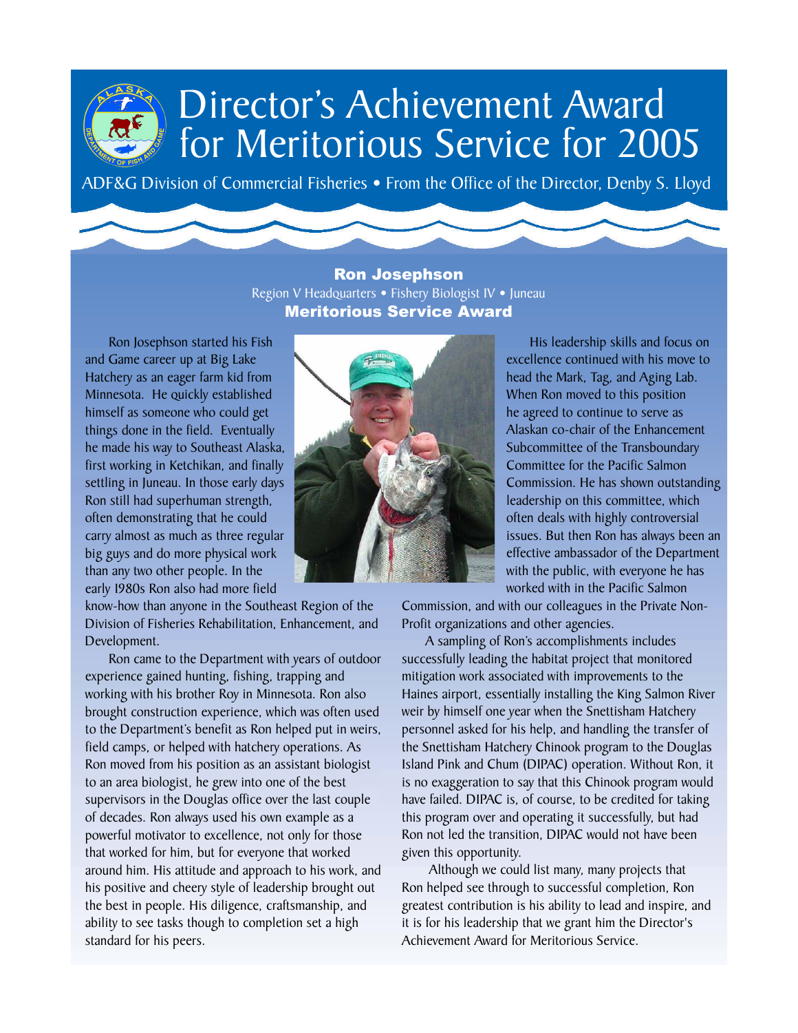# Director's Achievement Award for Meritorious Service for 2005

ADF&G Division of Commercial Fisheries • From the Office of the Director, Denby S. Lloyd

## Ron Josephson

Region V Headquarters • Fishery Biologist IV • Juneau

**Meritorious Service Award**

Ron Josephson started his Fish and Game career up at Big Lake Hatchery as an eager farm kid from Minnesota. He quickly established himself as someone who could get things done in the field. Eventually he made his way to Southeast Alaska, first working in Ketchikan, and finally settling in Juneau. In those early days Ron still had superhuman strength, often demonstrating that he could carry almost as much as three regular big guys and do more physical work than any two other people. In the early 1980s Ron also had more field know-how than anyone in the Southeast Region of the Division of Fisheries Rehabilitation, Enhancement, and Development.

Ron came to the Department with years of outdoor experience gained hunting, fishing, trapping and working with his brother Roy in Minnesota. Ron also brought construction experience, which was often used to the Department's benefit as Ron helped put in weirs, field camps, or helped with hatchery operations. As Ron moved from his position as an assistant biologist to an area biologist, he grew into one of the best supervisors in the Douglas office over the last couple of decades. Ron always used his own example as a powerful motivator to excellence, not only for those that worked for him, but for everyone that worked around him. His attitude and approach to his work, and his positive and cheery style of leadership brought out the best in people. His diligence, craftsmanship, and ability to see tasks though to completion set a high standard for his peers.

His leadership skills and focus on excellence continued with his move to head the Mark, Tag, and Aging Lab. When Ron moved to this position he agreed to continue to serve as Alaskan co-chair of the Enhancement Subcommittee of the Transboundary Committee for the Pacific Salmon Commission. He has shown outstanding leadership on this committee, which often deals with highly controversial issues. But then Ron has always been an effective ambassador of the Department with the public, with everyone he has worked with in the Pacific Salmon Commission, and with our colleagues in the Private Non-Profit organizations and other agencies.

A sampling of Ron's accomplishments includes successfully leading the habitat project that monitored mitigation work associated with improvements to the Haines airport, essentially installing the King Salmon River weir by himself one year when the Snettisham Hatchery personnel asked for his help, and handling the transfer of the Snettisham Hatchery Chinook program to the Douglas Island Pink and Chum (DIPAC) operation. Without Ron, it is no exaggeration to say that this Chinook program would have failed. DIPAC is, of course, to be credited for taking this program over and operating it successfully, but had Ron not led the transition, DIPAC would not have been given this opportunity.

Although we could list many, many projects that Ron helped see through to successful completion, Ron greatest contribution is his ability to lead and inspire, and it is for his leadership that we grant him the Director's Achievement Award for Meritorious Service.